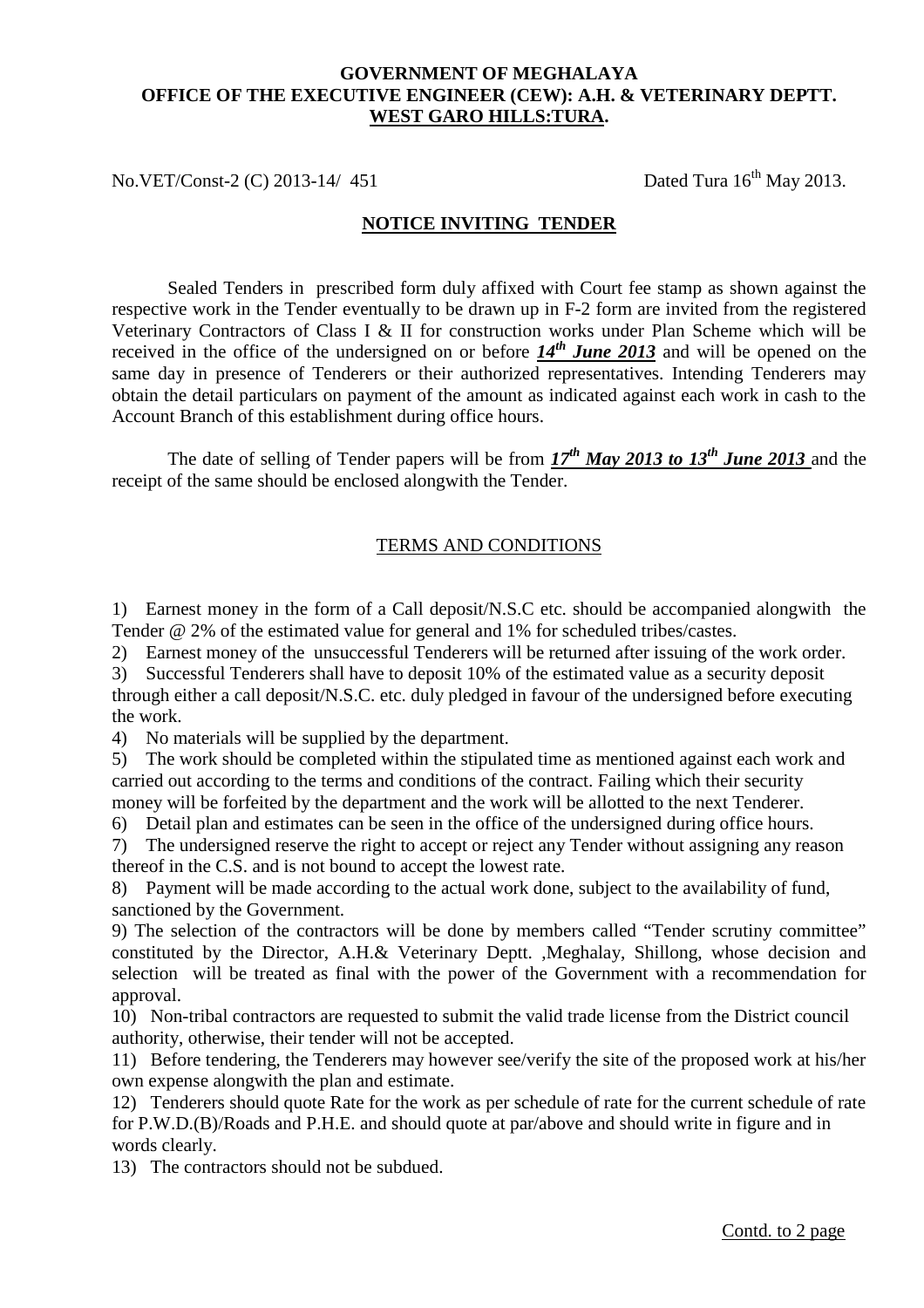**GOVERNMENT OF MEGHALAYA**
**OFFICE OF THE EXECUTIVE ENGINEER (CEW): A.H. & VETERINARY DEPTT.**
**WEST GARO HILLS:TURA.**

No.VET/Const-2 (C) 2013-14/ 451 Dated Tura 16th May 2013.

## NOTICE INVITING TENDER

Sealed Tenders in prescribed form duly affixed with Court fee stamp as shown against the respective work in the Tender eventually to be drawn up in F-2 form are invited from the registered Veterinary Contractors of Class I & II for construction works under Plan Scheme which will be received in the office of the undersigned on or before ***14th June 2013*** and will be opened on the same day in presence of Tenderers or their authorized representatives. Intending Tenderers may obtain the detail particulars on payment of the amount as indicated against each work in cash to the Account Branch of this establishment during office hours.

The date of selling of Tender papers will be from ***17th May 2013 to 13th June 2013*** and the receipt of the same should be enclosed alongwith the Tender.

### TERMS AND CONDITIONS

1) Earnest money in the form of a Call deposit/N.S.C etc. should be accompanied alongwith the Tender @ 2% of the estimated value for general and 1% for scheduled tribes/castes.
2) Earnest money of the unsuccessful Tenderers will be returned after issuing of the work order.
3) Successful Tenderers shall have to deposit 10% of the estimated value as a security deposit through either a call deposit/N.S.C. etc. duly pledged in favour of the undersigned before executing the work.
4) No materials will be supplied by the department.
5) The work should be completed within the stipulated time as mentioned against each work and carried out according to the terms and conditions of the contract. Failing which their security money will be forfeited by the department and the work will be allotted to the next Tenderer.
6) Detail plan and estimates can be seen in the office of the undersigned during office hours.
7) The undersigned reserve the right to accept or reject any Tender without assigning any reason thereof in the C.S. and is not bound to accept the lowest rate.
8) Payment will be made according to the actual work done, subject to the availability of fund, sanctioned by the Government.
9) The selection of the contractors will be done by members called "Tender scrutiny committee" constituted by the Director, A.H.& Veterinary Deptt. ,Meghalay, Shillong, whose decision and selection will be treated as final with the power of the Government with a recommendation for approval.
10) Non-tribal contractors are requested to submit the valid trade license from the District council authority, otherwise, their tender will not be accepted.
11) Before tendering, the Tenderers may however see/verify the site of the proposed work at his/her own expense alongwith the plan and estimate.
12) Tenderers should quote Rate for the work as per schedule of rate for the current schedule of rate for P.W.D.(B)/Roads and P.H.E. and should quote at par/above and should write in figure and in words clearly.
13) The contractors should not be subdued.

Contd. to 2 page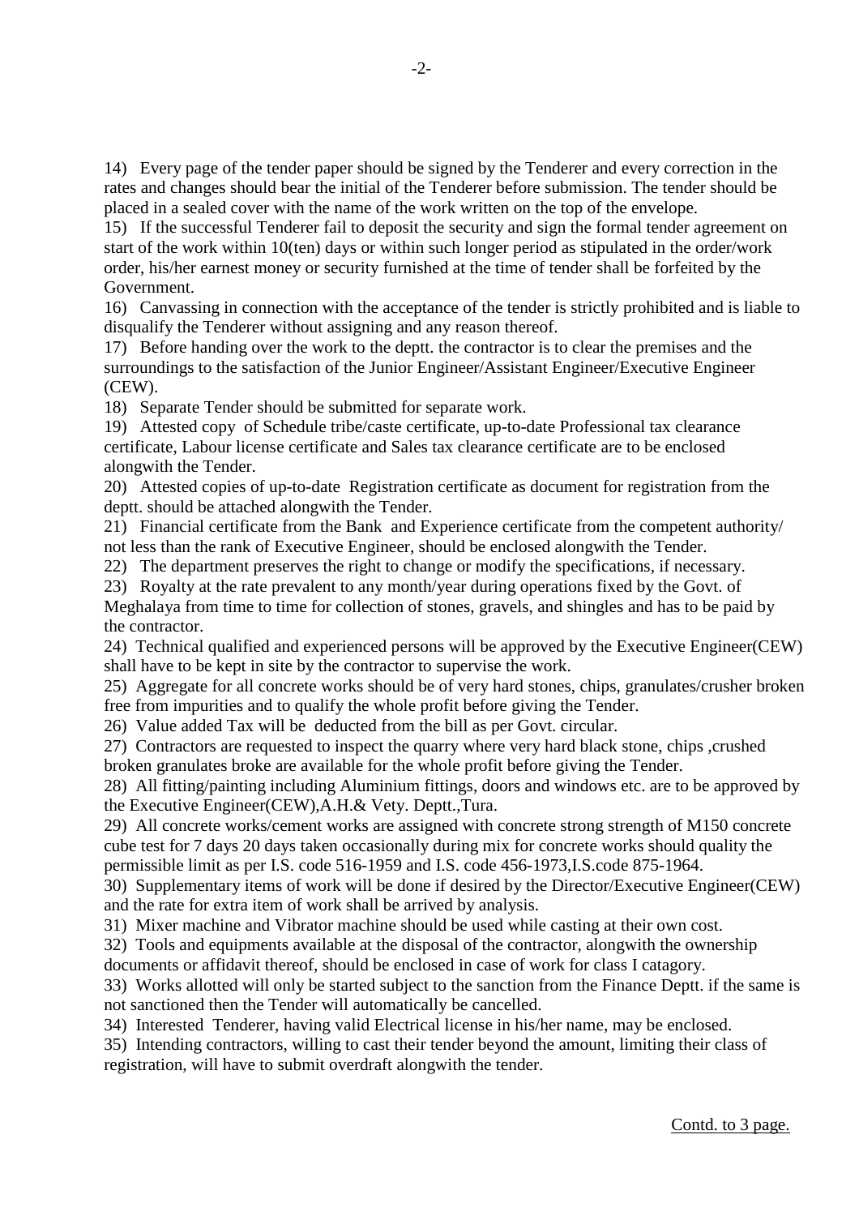14) Every page of the tender paper should be signed by the Tenderer and every correction in the rates and changes should bear the initial of the Tenderer before submission. The tender should be placed in a sealed cover with the name of the work written on the top of the envelope.

15) If the successful Tenderer fail to deposit the security and sign the formal tender agreement on start of the work within 10(ten) days or within such longer period as stipulated in the order/work order, his/her earnest money or security furnished at the time of tender shall be forfeited by the Government.

16) Canvassing in connection with the acceptance of the tender is strictly prohibited and is liable to disqualify the Tenderer without assigning and any reason thereof.

17) Before handing over the work to the deptt. the contractor is to clear the premises and the surroundings to the satisfaction of the Junior Engineer/Assistant Engineer/Executive Engineer (CEW).

18) Separate Tender should be submitted for separate work.

19) Attested copy of Schedule tribe/caste certificate, up-to-date Professional tax clearance certificate, Labour license certificate and Sales tax clearance certificate are to be enclosed alongwith the Tender.

20) Attested copies of up-to-date Registration certificate as document for registration from the deptt. should be attached alongwith the Tender.

21) Financial certificate from the Bank and Experience certificate from the competent authority/ not less than the rank of Executive Engineer, should be enclosed alongwith the Tender.

22) The department preserves the right to change or modify the specifications, if necessary.

23) Royalty at the rate prevalent to any month/year during operations fixed by the Govt. of Meghalaya from time to time for collection of stones, gravels, and shingles and has to be paid by the contractor.

24) Technical qualified and experienced persons will be approved by the Executive Engineer(CEW) shall have to be kept in site by the contractor to supervise the work.

25) Aggregate for all concrete works should be of very hard stones, chips, granulates/crusher broken free from impurities and to qualify the whole profit before giving the Tender.

26) Value added Tax will be deducted from the bill as per Govt. circular.

27) Contractors are requested to inspect the quarry where very hard black stone, chips ,crushed broken granulates broke are available for the whole profit before giving the Tender.

28) All fitting/painting including Aluminium fittings, doors and windows etc. are to be approved by the Executive Engineer(CEW),A.H.& Vety. Deptt.,Tura.

29) All concrete works/cement works are assigned with concrete strong strength of M150 concrete cube test for 7 days 20 days taken occasionally during mix for concrete works should quality the permissible limit as per I.S. code 516-1959 and I.S. code 456-1973,I.S.code 875-1964.

30) Supplementary items of work will be done if desired by the Director/Executive Engineer(CEW) and the rate for extra item of work shall be arrived by analysis.

31) Mixer machine and Vibrator machine should be used while casting at their own cost.

32) Tools and equipments available at the disposal of the contractor, alongwith the ownership documents or affidavit thereof, should be enclosed in case of work for class I catagory.

33) Works allotted will only be started subject to the sanction from the Finance Deptt. if the same is not sanctioned then the Tender will automatically be cancelled.

34) Interested Tenderer, having valid Electrical license in his/her name, may be enclosed.

35) Intending contractors, willing to cast their tender beyond the amount, limiting their class of registration, will have to submit overdraft alongwith the tender.

Contd. to 3 page.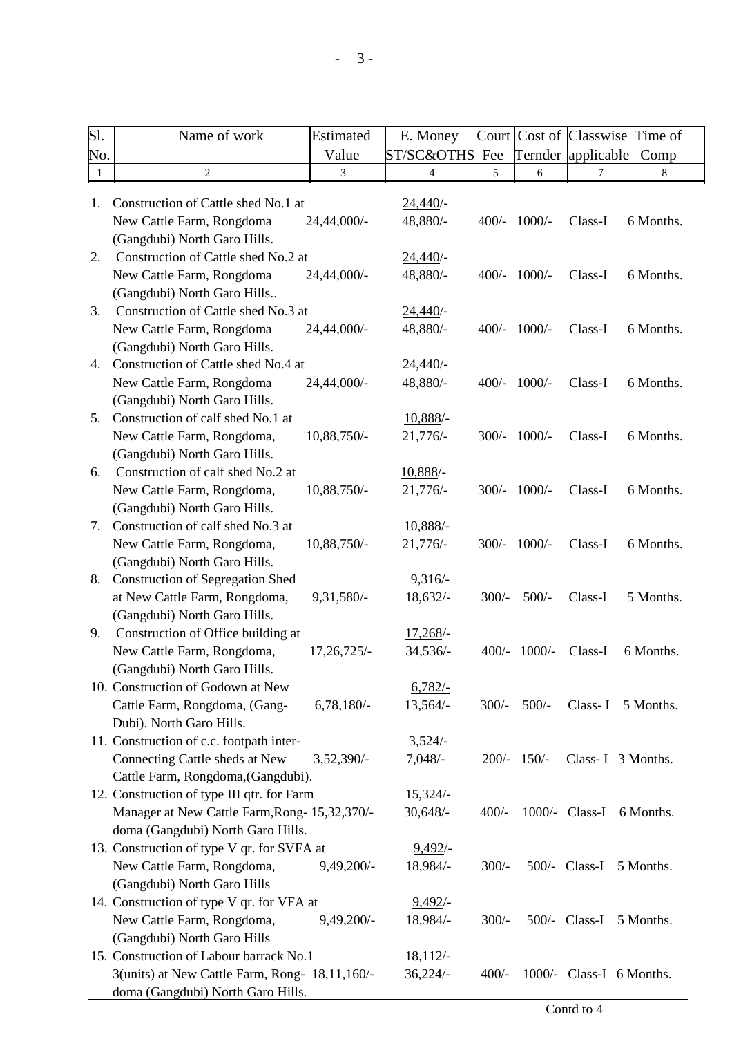| Sl. No. | Name of work | Estimated Value | E. Money ST/SC&OTHS | Court Fee | Cost of Ternder | Classwise applicable | Time of Comp |
|---|---|---|---|---|---|---|---|
| 1 | 2 | 3 | 4 | 5 | 6 | 7 | 8 |
| 1. | Construction of Cattle shed No.1 at New Cattle Farm, Rongdoma (Gangdubi) North Garo Hills. | 24,44,000/- | 24,440/- 48,880/- | 400/- | 1000/- | Class-I | 6 Months. |
| 2. | Construction of Cattle shed No.2 at New Cattle Farm, Rongdoma (Gangdubi) North Garo Hills.. | 24,44,000/- | 24,440/- 48,880/- | 400/- | 1000/- | Class-I | 6 Months. |
| 3. | Construction of Cattle shed No.3 at New Cattle Farm, Rongdoma (Gangdubi) North Garo Hills. | 24,44,000/- | 24,440/- 48,880/- | 400/- | 1000/- | Class-I | 6 Months. |
| 4. | Construction of Cattle shed No.4 at New Cattle Farm, Rongdoma (Gangdubi) North Garo Hills. | 24,44,000/- | 24,440/- 48,880/- | 400/- | 1000/- | Class-I | 6 Months. |
| 5. | Construction of calf shed No.1 at New Cattle Farm, Rongdoma, (Gangdubi) North Garo Hills. | 10,88,750/- | 10,888/- 21,776/- | 300/- | 1000/- | Class-I | 6 Months. |
| 6. | Construction of calf shed No.2 at New Cattle Farm, Rongdoma, (Gangdubi) North Garo Hills. | 10,88,750/- | 10,888/- 21,776/- | 300/- | 1000/- | Class-I | 6 Months. |
| 7. | Construction of calf shed No.3 at New Cattle Farm, Rongdoma, (Gangdubi) North Garo Hills. | 10,88,750/- | 10,888/- 21,776/- | 300/- | 1000/- | Class-I | 6 Months. |
| 8. | Construction of Segregation Shed at New Cattle Farm, Rongdoma, (Gangdubi) North Garo Hills. | 9,31,580/- | 9,316/- 18,632/- | 300/- | 500/- | Class-I | 5 Months. |
| 9. | Construction of Office building at New Cattle Farm, Rongdoma, (Gangdubi) North Garo Hills. | 17,26,725/- | 17,268/- 34,536/- | 400/- | 1000/- | Class-I | 6 Months. |
| 10. | Construction of Godown at New Cattle Farm, Rongdoma, (Gang-Dubi). North Garo Hills. | 6,78,180/- | 6,782/- 13,564/- | 300/- | 500/- | Class- I | 5 Months. |
| 11. | Construction of c.c. footpath inter-Connecting Cattle sheds at New Cattle Farm, Rongdoma,(Gangdubi). | 3,52,390/- | 3,524/- 7,048/- | 200/- | 150/- | Class- I | 3 Months. |
| 12. | Construction of type III qtr. for Farm Manager at New Cattle Farm,Rong-doma (Gangdubi) North Garo Hills. | 15,32,370/- | 15,324/- 30,648/- | 400/- | 1000/- | Class-I | 6 Months. |
| 13. | Construction of type V qr. for SVFA at New Cattle Farm, Rongdoma, (Gangdubi) North Garo Hills | 9,49,200/- | 9,492/- 18,984/- | 300/- | 500/- | Class-I | 5 Months. |
| 14. | Construction of type V qr. for VFA at New Cattle Farm, Rongdoma, (Gangdubi) North Garo Hills | 9,49,200/- | 9,492/- 18,984/- | 300/- | 500/- | Class-I | 5 Months. |
| 15. | Construction of Labour barrack No.1 3(units) at New Cattle Farm, Rong-doma (Gangdubi) North Garo Hills. | 18,11,160/- | 18,112/- 36,224/- | 400/- | 1000/- | Class-I | 6 Months. |

Contd to 4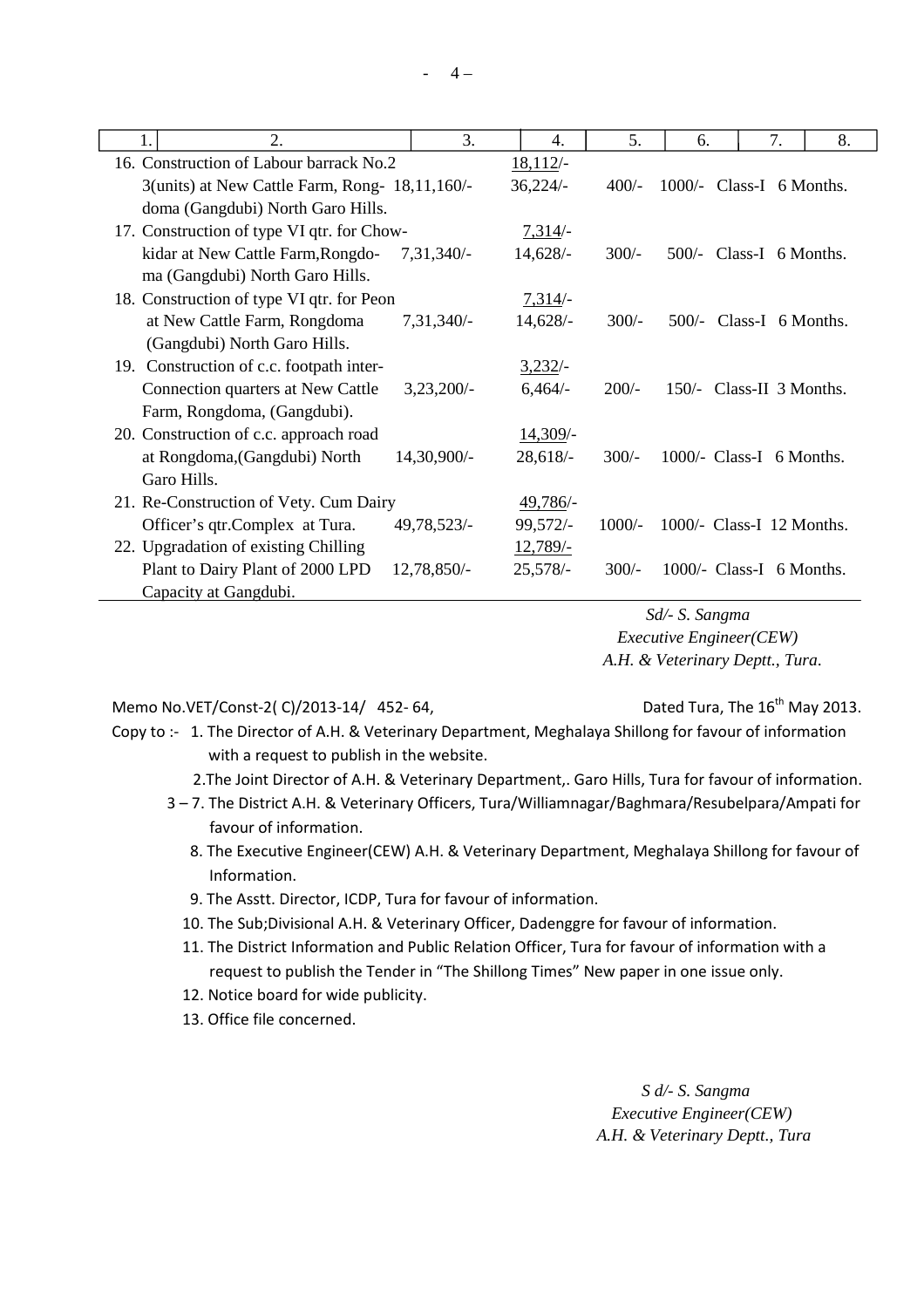| 1. | 2. | 3. | 4. | 5. | 6. | 7. | 8. |
|---|---|---|---|---|---|---|---|
| 16. | Construction of Labour barrack No.2 3(units) at New Cattle Farm, Rongdoma (Gangdubi) North Garo Hills. | 18,11,160/- | 18,112/- 36,224/- | 400/- | 1000/- | Class-I | 6 Months. |
| 17. | Construction of type VI qtr. for Chowkidar at New Cattle Farm,Rongdoma (Gangdubi) North Garo Hills. | 7,31,340/- | 7,314/- 14,628/- | 300/- | 500/- | Class-I | 6 Months. |
| 18. | Construction of type VI qtr. for Peon at New Cattle Farm, Rongdoma (Gangdubi) North Garo Hills. | 7,31,340/- | 7,314/- 14,628/- | 300/- | 500/- | Class-I | 6 Months. |
| 19. | Construction of c.c. footpath inter-Connection quarters at New Cattle Farm, Rongdoma, (Gangdubi). | 3,23,200/- | 3,232/- 6,464/- | 200/- | 150/- | Class-II | 3 Months. |
| 20. | Construction of c.c. approach road at Rongdoma,(Gangdubi) North Garo Hills. | 14,30,900/- | 14,309/- 28,618/- | 300/- | 1000/- | Class-I | 6 Months. |
| 21. | Re-Construction of Vety. Cum Dairy Officer's qtr.Complex at Tura. | 49,78,523/- | 49,786/- 99,572/- | 1000/- | 1000/- | Class-I | 12 Months. |
| 22. | Upgradation of existing Chilling Plant to Dairy Plant of 2000 LPD Capacity at Gangdubi. | 12,78,850/- | 12,789/- 25,578/- | 300/- | 1000/- | Class-I | 6 Months. |

*Sd/- S. Sangma*
*Executive Engineer(CEW)*
*A.H. & Veterinary Deptt., Tura.*

Memo No.VET/Const-2( C)/2013-14/ 452- 64, Dated Tura, The 16th May 2013.

Copy to :-
1. The Director of A.H. & Veterinary Department, Meghalaya Shillong for favour of information with a request to publish in the website.
2. The Joint Director of A.H. & Veterinary Department,. Garo Hills, Tura for favour of information.

3 – 7. The District A.H. & Veterinary Officers, Tura/Williamnagar/Baghmara/Resubelpara/Ampati for favour of information.

8. The Executive Engineer(CEW) A.H. & Veterinary Department, Meghalaya Shillong for favour of Information.
9. The Asstt. Director, ICDP, Tura for favour of information.
10. The Sub;Divisional A.H. & Veterinary Officer, Dadenggre for favour of information.
11. The District Information and Public Relation Officer, Tura for favour of information with a request to publish the Tender in "The Shillong Times" New paper in one issue only.
12. Notice board for wide publicity.
13. Office file concerned.

*S d/- S. Sangma*
*Executive Engineer(CEW)*
*A.H. & Veterinary Deptt., Tura*